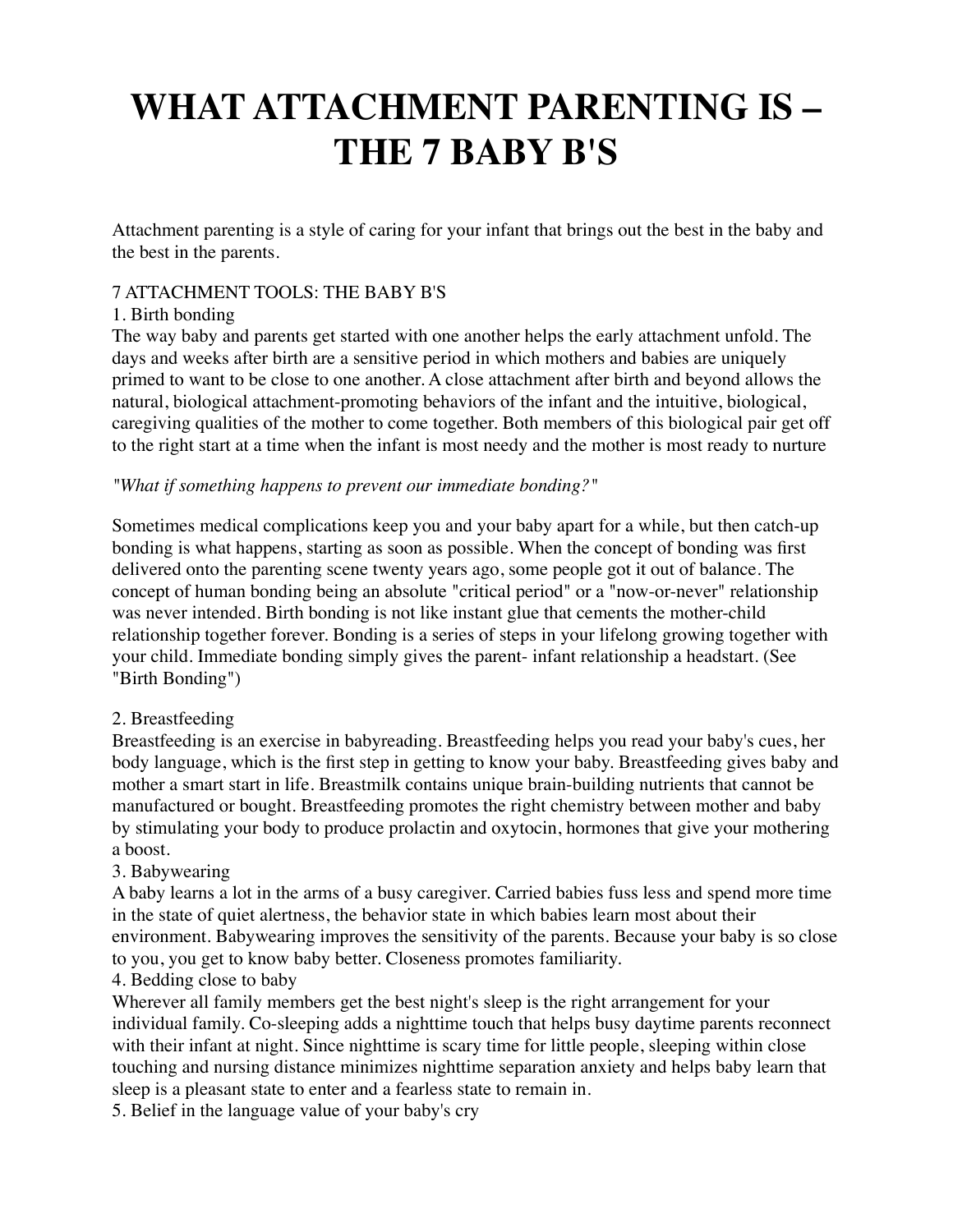# WHAT ATTACHMENT PARENTING IS – THE 7 BABY B'S

Attachment parenting is a style of caring for your infant that brings out the best in the baby and the best in the parents.

7 ATTACHMENT TOOLS: THE BABY B'S

1. Birth bonding

The way baby and parents get started with one another helps the early attachment unfold. The days and weeks after birth are a sensitive period in which mothers and babies are uniquely primed to want to be close to one another. A close attachment after birth and beyond allows the natural, biological attachment-promoting behaviors of the infant and the intuitive, biological, caregiving qualities of the mother to come together. Both members of this biological pair get off to the right start at a time when the infant is most needy and the mother is most ready to nurture

*"What if something happens to prevent our immediate bonding?"*

Sometimes medical complications keep you and your baby apart for a while, but then catch-up bonding is what happens, starting as soon as possible. When the concept of bonding was first delivered onto the parenting scene twenty years ago, some people got it out of balance. The concept of human bonding being an absolute "critical period" or a "now-or-never" relationship was never intended. Birth bonding is not like instant glue that cements the mother-child relationship together forever. Bonding is a series of steps in your lifelong growing together with your child. Immediate bonding simply gives the parent- infant relationship a headstart. (See "Birth Bonding")

2. Breastfeeding

Breastfeeding is an exercise in babyreading. Breastfeeding helps you read your baby's cues, her body language, which is the first step in getting to know your baby. Breastfeeding gives baby and mother a smart start in life. Breastmilk contains unique brain-building nutrients that cannot be manufactured or bought. Breastfeeding promotes the right chemistry between mother and baby by stimulating your body to produce prolactin and oxytocin, hormones that give your mothering a boost.

3. Babywearing

A baby learns a lot in the arms of a busy caregiver. Carried babies fuss less and spend more time in the state of quiet alertness, the behavior state in which babies learn most about their environment. Babywearing improves the sensitivity of the parents. Because your baby is so close to you, you get to know baby better. Closeness promotes familiarity.

4. Bedding close to baby

Wherever all family members get the best night's sleep is the right arrangement for your individual family. Co-sleeping adds a nighttime touch that helps busy daytime parents reconnect with their infant at night. Since nighttime is scary time for little people, sleeping within close touching and nursing distance minimizes nighttime separation anxiety and helps baby learn that sleep is a pleasant state to enter and a fearless state to remain in.

5. Belief in the language value of your baby's cry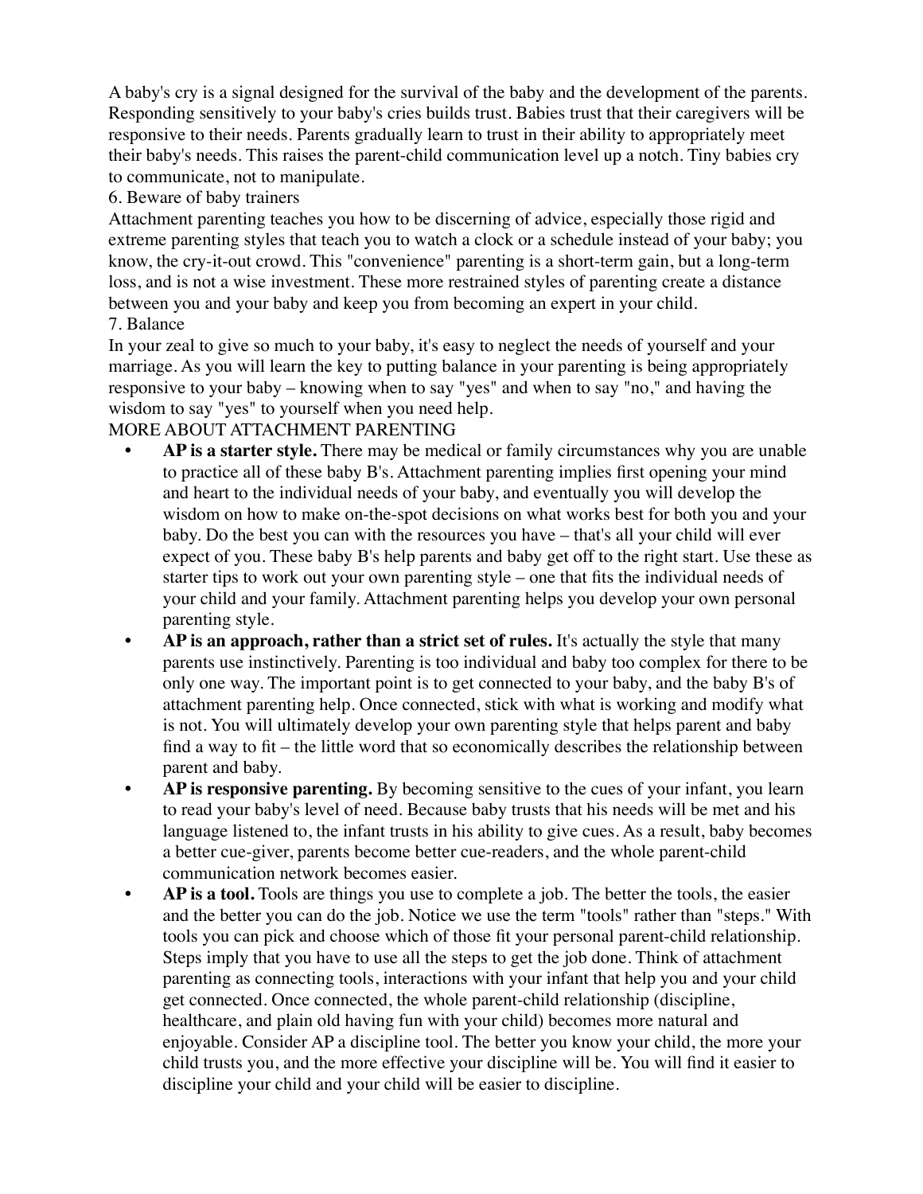A baby's cry is a signal designed for the survival of the baby and the development of the parents. Responding sensitively to your baby's cries builds trust. Babies trust that their caregivers will be responsive to their needs. Parents gradually learn to trust in their ability to appropriately meet their baby's needs. This raises the parent-child communication level up a notch. Tiny babies cry to communicate, not to manipulate.

6. Beware of baby trainers

Attachment parenting teaches you how to be discerning of advice, especially those rigid and extreme parenting styles that teach you to watch a clock or a schedule instead of your baby; you know, the cry-it-out crowd. This "convenience" parenting is a short-term gain, but a long-term loss, and is not a wise investment. These more restrained styles of parenting create a distance between you and your baby and keep you from becoming an expert in your child.

7. Balance

In your zeal to give so much to your baby, it's easy to neglect the needs of yourself and your marriage. As you will learn the key to putting balance in your parenting is being appropriately responsive to your baby – knowing when to say "yes" and when to say "no," and having the wisdom to say "yes" to yourself when you need help.

MORE ABOUT ATTACHMENT PARENTING

- **AP is a starter style.** There may be medical or family circumstances why you are unable to practice all of these baby B's. Attachment parenting implies first opening your mind and heart to the individual needs of your baby, and eventually you will develop the wisdom on how to make on-the-spot decisions on what works best for both you and your baby. Do the best you can with the resources you have – that's all your child will ever expect of you. These baby B's help parents and baby get off to the right start. Use these as starter tips to work out your own parenting style – one that fits the individual needs of your child and your family. Attachment parenting helps you develop your own personal parenting style.
- **AP is an approach, rather than a strict set of rules.** It's actually the style that many parents use instinctively. Parenting is too individual and baby too complex for there to be only one way. The important point is to get connected to your baby, and the baby B's of attachment parenting help. Once connected, stick with what is working and modify what is not. You will ultimately develop your own parenting style that helps parent and baby find a way to fit – the little word that so economically describes the relationship between parent and baby.
- **AP is responsive parenting.** By becoming sensitive to the cues of your infant, you learn to read your baby's level of need. Because baby trusts that his needs will be met and his language listened to, the infant trusts in his ability to give cues. As a result, baby becomes a better cue-giver, parents become better cue-readers, and the whole parent-child communication network becomes easier.
- **AP is a tool.** Tools are things you use to complete a job. The better the tools, the easier and the better you can do the job. Notice we use the term "tools" rather than "steps." With tools you can pick and choose which of those fit your personal parent-child relationship. Steps imply that you have to use all the steps to get the job done. Think of attachment parenting as connecting tools, interactions with your infant that help you and your child get connected. Once connected, the whole parent-child relationship (discipline, healthcare, and plain old having fun with your child) becomes more natural and enjoyable. Consider AP a discipline tool. The better you know your child, the more your child trusts you, and the more effective your discipline will be. You will find it easier to discipline your child and your child will be easier to discipline.